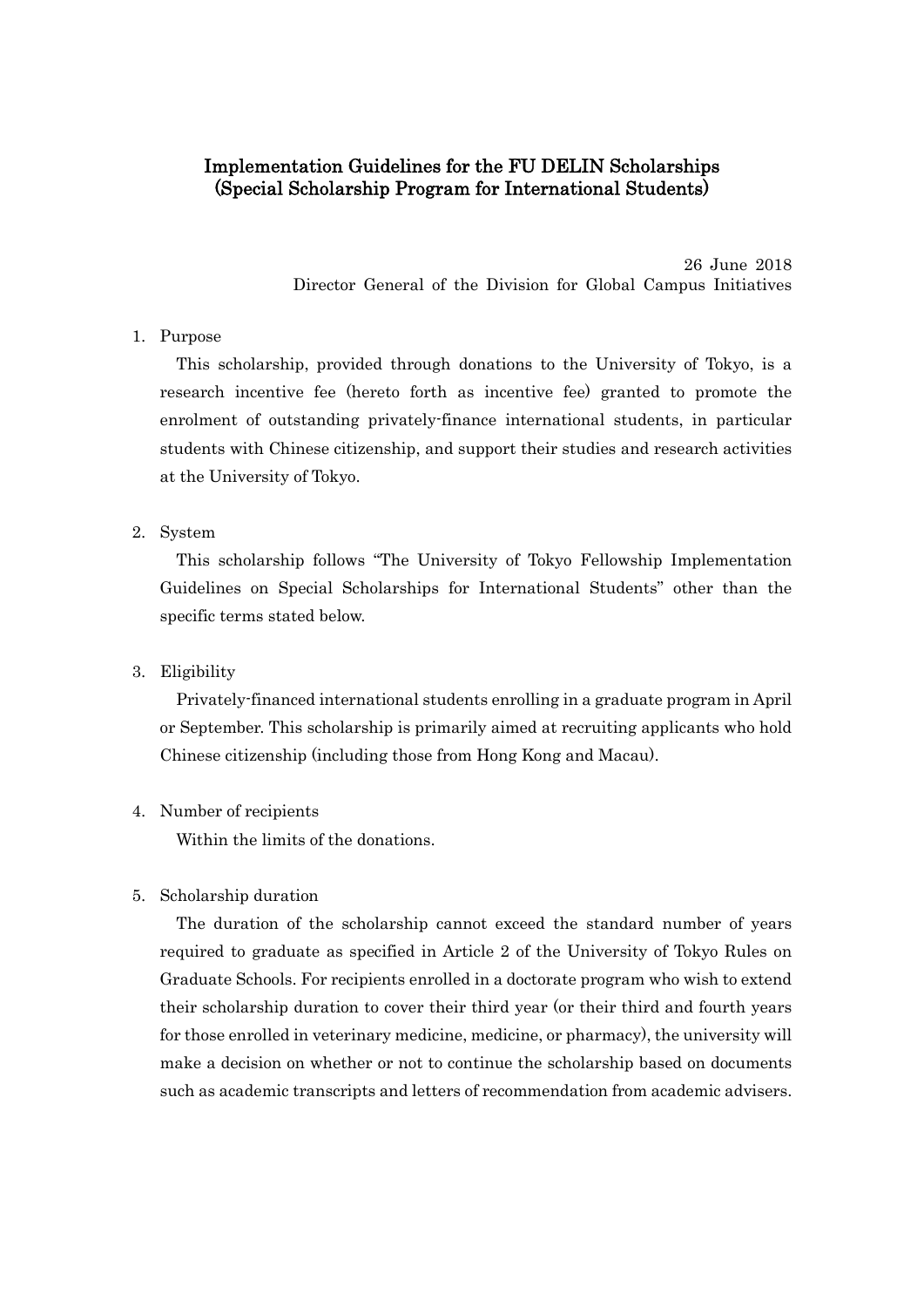# Implementation Guidelines for the FU DELIN Scholarships (Special Scholarship Program for International Students)

26 June 2018
Director General of the Division for Global Campus Initiatives

1. Purpose

   This scholarship, provided through donations to the University of Tokyo, is a research incentive fee (hereto forth as incentive fee) granted to promote the enrolment of outstanding privately-finance international students, in particular students with Chinese citizenship, and support their studies and research activities at the University of Tokyo.

2. System

   This scholarship follows "The University of Tokyo Fellowship Implementation Guidelines on Special Scholarships for International Students" other than the specific terms stated below.

3. Eligibility

   Privately-financed international students enrolling in a graduate program in April or September. This scholarship is primarily aimed at recruiting applicants who hold Chinese citizenship (including those from Hong Kong and Macau).

4. Number of recipients

   Within the limits of the donations.

5. Scholarship duration

   The duration of the scholarship cannot exceed the standard number of years required to graduate as specified in Article 2 of the University of Tokyo Rules on Graduate Schools. For recipients enrolled in a doctorate program who wish to extend their scholarship duration to cover their third year (or their third and fourth years for those enrolled in veterinary medicine, medicine, or pharmacy), the university will make a decision on whether or not to continue the scholarship based on documents such as academic transcripts and letters of recommendation from academic advisers.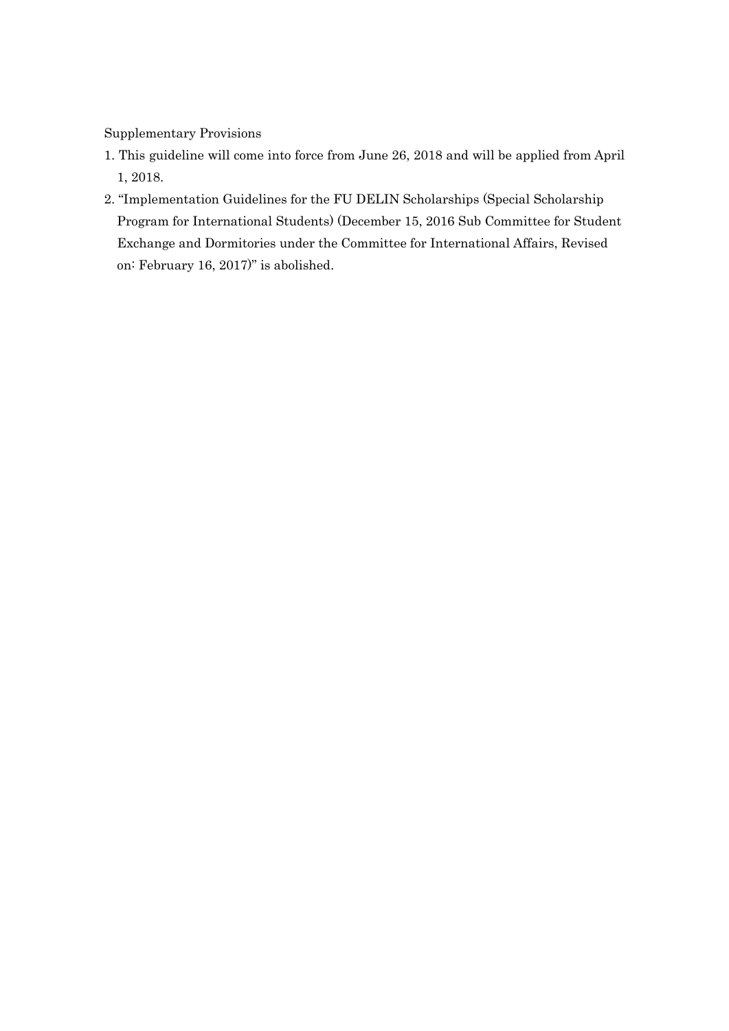Supplementary Provisions

1. This guideline will come into force from June 26, 2018 and will be applied from April 1, 2018.
2. "Implementation Guidelines for the FU DELIN Scholarships (Special Scholarship Program for International Students) (December 15, 2016 Sub Committee for Student Exchange and Dormitories under the Committee for International Affairs, Revised on: February 16, 2017)" is abolished.